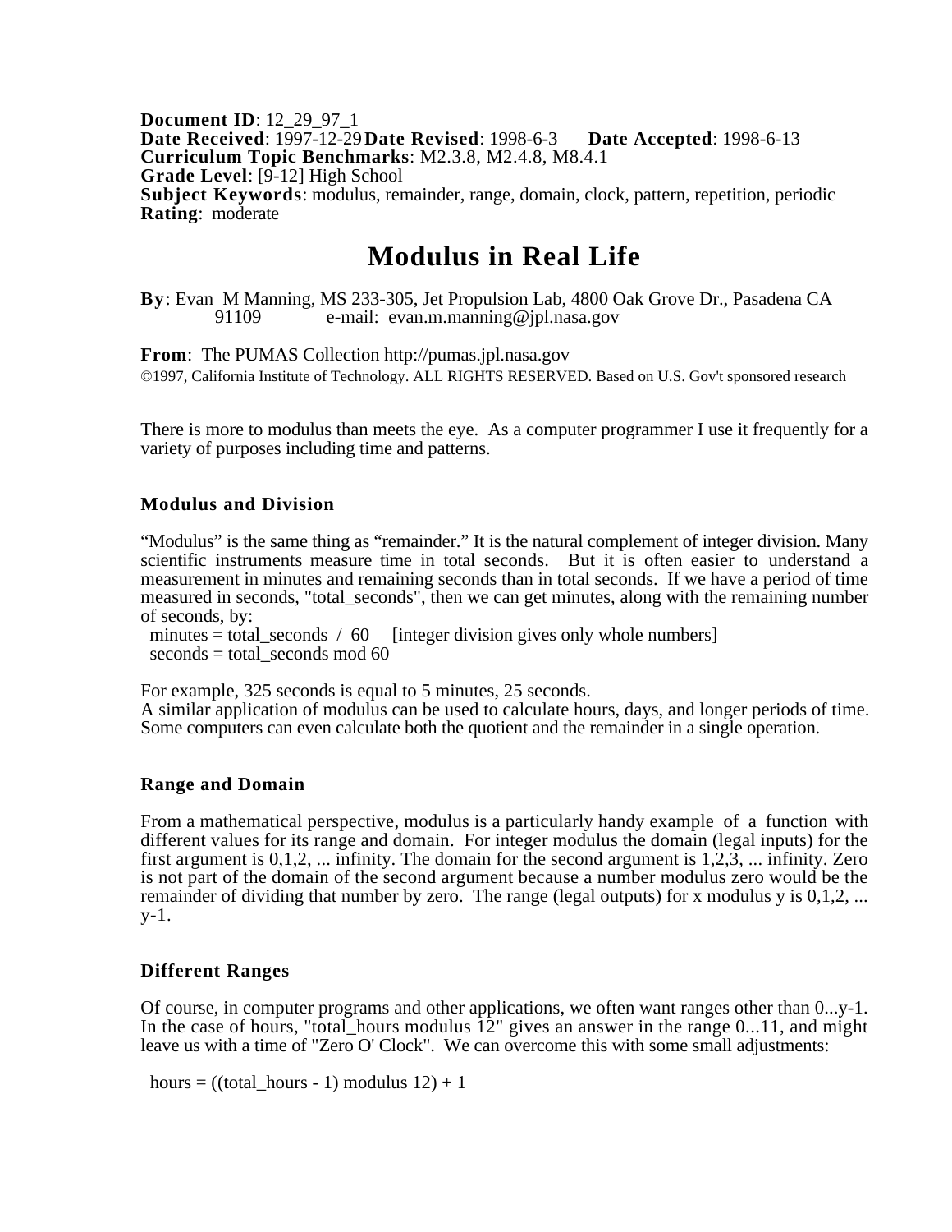**Document ID**: 12_29_97_1
**Date Received**: 1997-12-29 **Date Revised**: 1998-6-3 **Date Accepted**: 1998-6-13
**Curriculum Topic Benchmarks**: M2.3.8, M2.4.8, M8.4.1
**Grade Level**: [9-12] High School
**Subject Keywords**: modulus, remainder, range, domain, clock, pattern, repetition, periodic
**Rating**: moderate

# Modulus in Real Life

**By**: Evan M Manning, MS 233-305, Jet Propulsion Lab, 4800 Oak Grove Dr., Pasadena CA 91109 e-mail: evan.m.manning@jpl.nasa.gov

**From**: The PUMAS Collection http://pumas.jpl.nasa.gov
©1997, California Institute of Technology. ALL RIGHTS RESERVED. Based on U.S. Gov't sponsored research

There is more to modulus than meets the eye. As a computer programmer I use it frequently for a variety of purposes including time and patterns.

### Modulus and Division

"Modulus" is the same thing as "remainder." It is the natural complement of integer division. Many scientific instruments measure time in total seconds. But it is often easier to understand a measurement in minutes and remaining seconds than in total seconds. If we have a period of time measured in seconds, "total_seconds", then we can get minutes, along with the remaining number of seconds, by:

```
minutes = total_seconds / 60     [integer division gives only whole numbers]
seconds = total_seconds mod 60
```

For example, 325 seconds is equal to 5 minutes, 25 seconds.
A similar application of modulus can be used to calculate hours, days, and longer periods of time. Some computers can even calculate both the quotient and the remainder in a single operation.

### Range and Domain

From a mathematical perspective, modulus is a particularly handy example of a function with different values for its range and domain. For integer modulus the domain (legal inputs) for the first argument is 0,1,2, ... infinity. The domain for the second argument is 1,2,3, ... infinity. Zero is not part of the domain of the second argument because a number modulus zero would be the remainder of dividing that number by zero. The range (legal outputs) for x modulus y is 0,1,2, ... y-1.

### Different Ranges

Of course, in computer programs and other applications, we often want ranges other than 0...y-1. In the case of hours, "total_hours modulus 12" gives an answer in the range 0...11, and might leave us with a time of "Zero O' Clock". We can overcome this with some small adjustments:

```
hours = ((total_hours - 1) modulus 12) + 1
```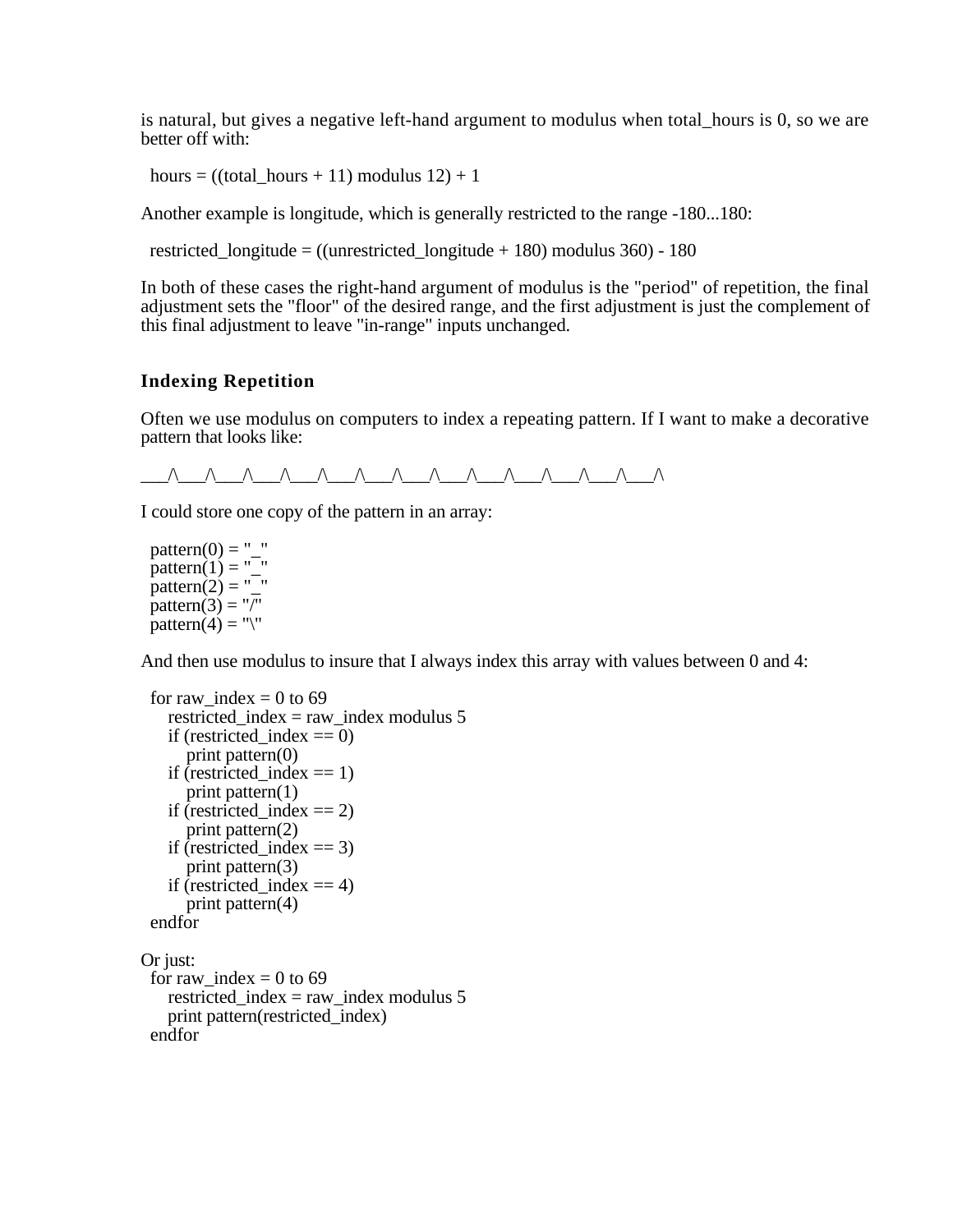is natural, but gives a negative left-hand argument to modulus when total_hours is 0, so we are better off with:

```
hours = ((total_hours + 11) modulus 12) + 1
```

Another example is longitude, which is generally restricted to the range -180...180:

```
restricted_longitude = ((unrestricted_longitude + 180) modulus 360) - 180
```

In both of these cases the right-hand argument of modulus is the "period" of repetition, the final adjustment sets the "floor" of the desired range, and the first adjustment is just the complement of this final adjustment to leave "in-range" inputs unchanged.

### Indexing Repetition

Often we use modulus on computers to index a repeating pattern. If I want to make a decorative pattern that looks like:

```
___/\___/\___/\___/\___/\___/\___/\___/\___/\___/\___/\___/\___/\___/\
```

I could store one copy of the pattern in an array:

```
pattern(0) = "_"
pattern(1) = "_"
pattern(2) = "_"
pattern(3) = "/"
pattern(4) = "\"
```

And then use modulus to insure that I always index this array with values between 0 and 4:

```
for raw_index = 0 to 69
    restricted_index = raw_index modulus 5
    if (restricted_index == 0)
        print pattern(0)
    if (restricted_index == 1)
        print pattern(1)
    if (restricted_index == 2)
        print pattern(2)
    if (restricted_index == 3)
        print pattern(3)
    if (restricted_index == 4)
        print pattern(4)
endfor
```

Or just:

```
for raw_index = 0 to 69
    restricted_index = raw_index modulus 5
    print pattern(restricted_index)
endfor
```